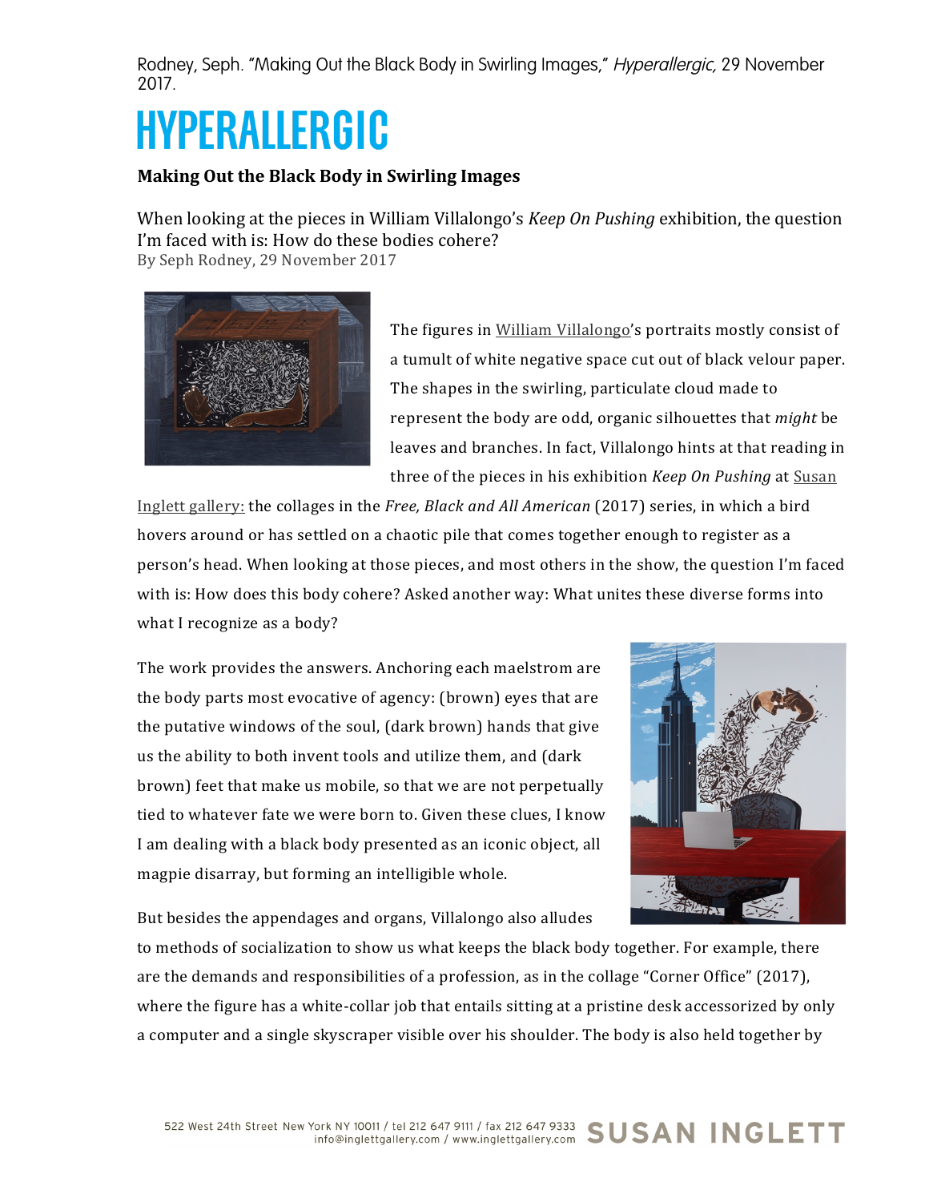Rodney, Seph. "Making Out the Black Body in Swirling Images," *Hyperallergic,* 29 November 2017.

# HYPERALLERGIC

**Making Out the Black Body in Swirling Images**

When looking at the pieces in William Villalongo's *Keep On Pushing* exhibition, the question I'm faced with is: How do these bodies cohere?

By Seph Rodney, 29 November 2017

The figures in William Villalongo's portraits mostly consist of a tumult of white negative space cut out of black velour paper. The shapes in the swirling, particulate cloud made to represent the body are odd, organic silhouettes that *might* be leaves and branches. In fact, Villalongo hints at that reading in three of the pieces in his exhibition *Keep On Pushing* at Susan Inglett gallery: the collages in the *Free, Black and All American* (2017) series, in which a bird hovers around or has settled on a chaotic pile that comes together enough to register as a person's head. When looking at those pieces, and most others in the show, the question I'm faced with is: How does this body cohere? Asked another way: What unites these diverse forms into what I recognize as a body?

The work provides the answers. Anchoring each maelstrom are the body parts most evocative of agency: (brown) eyes that are the putative windows of the soul, (dark brown) hands that give us the ability to both invent tools and utilize them, and (dark brown) feet that make us mobile, so that we are not perpetually tied to whatever fate we were born to. Given these clues, I know I am dealing with a black body presented as an iconic object, all magpie disarray, but forming an intelligible whole.

But besides the appendages and organs, Villalongo also alludes to methods of socialization to show us what keeps the black body together. For example, there are the demands and responsibilities of a profession, as in the collage "Corner Office" (2017), where the figure has a white-collar job that entails sitting at a pristine desk accessorized by only a computer and a single skyscraper visible over his shoulder. The body is also held together by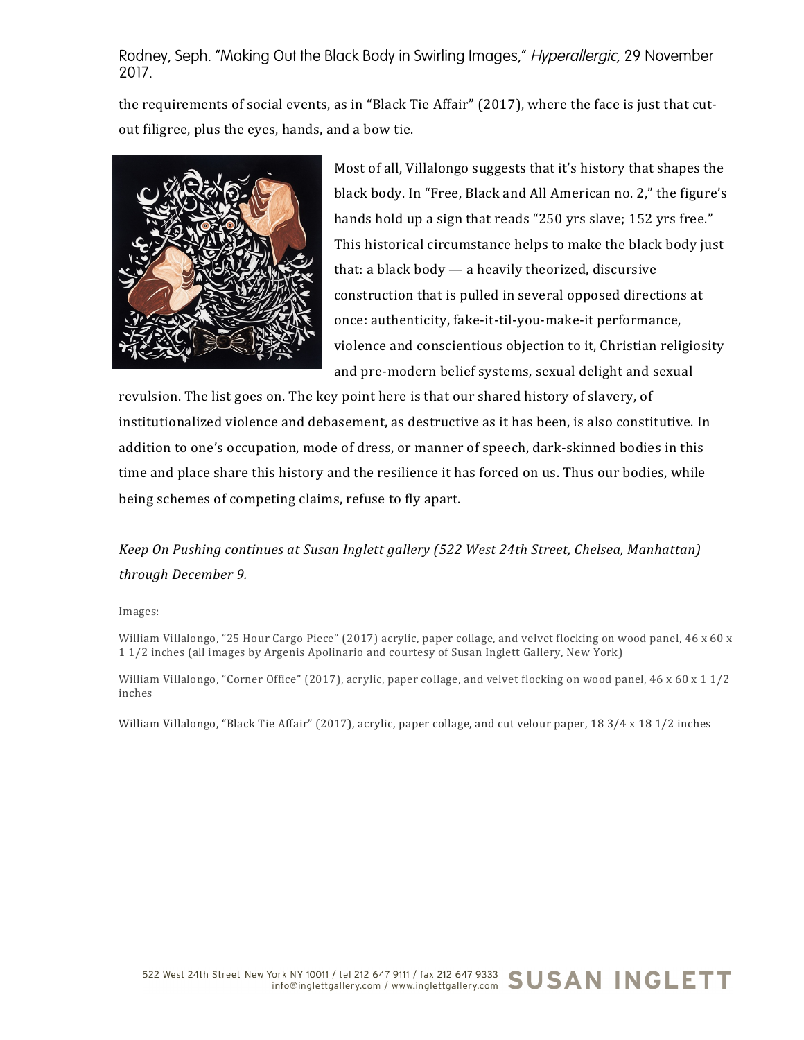the requirements of social events, as in "Black Tie Affair" (2017), where the face is just that cut-out filigree, plus the eyes, hands, and a bow tie.

Most of all, Villalongo suggests that it's history that shapes the black body. In "Free, Black and All American no. 2," the figure's hands hold up a sign that reads "250 yrs slave; 152 yrs free." This historical circumstance helps to make the black body just that: a black body — a heavily theorized, discursive construction that is pulled in several opposed directions at once: authenticity, fake-it-til-you-make-it performance, violence and conscientious objection to it, Christian religiosity and pre-modern belief systems, sexual delight and sexual revulsion. The list goes on. The key point here is that our shared history of slavery, of institutionalized violence and debasement, as destructive as it has been, is also constitutive. In addition to one's occupation, mode of dress, or manner of speech, dark-skinned bodies in this time and place share this history and the resilience it has forced on us. Thus our bodies, while being schemes of competing claims, refuse to fly apart.

*Keep On Pushing continues at Susan Inglett gallery (522 West 24th Street, Chelsea, Manhattan) through December 9.*

Images:

William Villalongo, "25 Hour Cargo Piece" (2017) acrylic, paper collage, and velvet flocking on wood panel, 46 x 60 x 1 1/2 inches (all images by Argenis Apolinario and courtesy of Susan Inglett Gallery, New York)

William Villalongo, "Corner Office" (2017), acrylic, paper collage, and velvet flocking on wood panel, 46 x 60 x 1 1/2 inches

William Villalongo, "Black Tie Affair" (2017), acrylic, paper collage, and cut velour paper, 18 3/4 x 18 1/2 inches